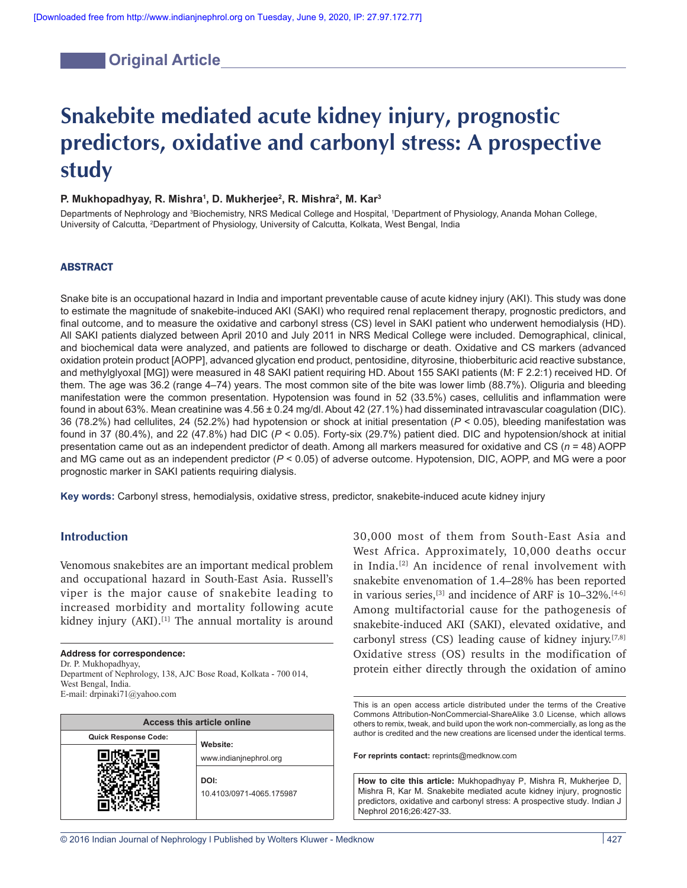Original Article

# Snakebite mediated acute kidney injury, prognostic predictors, oxidative and carbonyl stress: A prospective study

**P. Mukhopadhyay, R. Mishra[1], D. Mukherjee[2], R. Mishra[2], M. Kar[3]**

Departments of Nephrology and [3]Biochemistry, NRS Medical College and Hospital, [1]Department of Physiology, Ananda Mohan College, University of Calcutta, [2]Department of Physiology, University of Calcutta, Kolkata, West Bengal, India

## ABSTRACT

Snake bite is an occupational hazard in India and important preventable cause of acute kidney injury (AKI). This study was done to estimate the magnitude of snakebite-induced AKI (SAKI) who required renal replacement therapy, prognostic predictors, and final outcome, and to measure the oxidative and carbonyl stress (CS) level in SAKI patient who underwent hemodialysis (HD). All SAKI patients dialyzed between April 2010 and July 2011 in NRS Medical College were included. Demographical, clinical, and biochemical data were analyzed, and patients are followed to discharge or death. Oxidative and CS markers (advanced oxidation protein product [AOPP], advanced glycation end product, pentosidine, dityrosine, thioberbituric acid reactive substance, and methylglyoxal [MG]) were measured in 48 SAKI patient requiring HD. About 155 SAKI patients (M: F 2.2:1) received HD. Of them. The age was 36.2 (range 4–74) years. The most common site of the bite was lower limb (88.7%). Oliguria and bleeding manifestation were the common presentation. Hypotension was found in 52 (33.5%) cases, cellulitis and inflammation were found in about 63%. Mean creatinine was 4.56 ± 0.24 mg/dl. About 42 (27.1%) had disseminated intravascular coagulation (DIC). 36 (78.2%) had cellulites, 24 (52.2%) had hypotension or shock at initial presentation ($P < 0.05$), bleeding manifestation was found in 37 (80.4%), and 22 (47.8%) had DIC ($P < 0.05$). Forty-six (29.7%) patient died. DIC and hypotension/shock at initial presentation came out as an independent predictor of death. Among all markers measured for oxidative and CS ($n = 48$) AOPP and MG came out as an independent predictor ($P < 0.05$) of adverse outcome. Hypotension, DIC, AOPP, and MG were a poor prognostic marker in SAKI patients requiring dialysis.

**Key words:** Carbonyl stress, hemodialysis, oxidative stress, predictor, snakebite-induced acute kidney injury

## Introduction

Venomous snakebites are an important medical problem and occupational hazard in South-East Asia. Russell's viper is the major cause of snakebite leading to increased morbidity and mortality following acute kidney injury (AKI).[1] The annual mortality is around 30,000 most of them from South-East Asia and West Africa. Approximately, 10,000 deaths occur in India.[2] An incidence of renal involvement with snakebite envenomation of 1.4–28% has been reported in various series,[3] and incidence of ARF is 10–32%.[4-6] Among multifactorial cause for the pathogenesis of snakebite-induced AKI (SAKI), elevated oxidative, and carbonyl stress (CS) leading cause of kidney injury.[7,8] Oxidative stress (OS) results in the modification of protein either directly through the oxidation of amino

**Address for correspondence:**
Dr. P. Mukhopadhyay,
Department of Nephrology, 138, AJC Bose Road, Kolkata - 700 014, West Bengal, India.
E-mail: drpinaki71@yahoo.com

| Access this article online | |
|---|---|
| Quick Response Code: | Website: www.indianjnephrol.org |
| | DOI: 10.4103/0971-4065.175987 |

This is an open access article distributed under the terms of the Creative Commons Attribution-NonCommercial-ShareAlike 3.0 License, which allows others to remix, tweak, and build upon the work non-commercially, as long as the author is credited and the new creations are licensed under the identical terms.

**For reprints contact:** reprints@medknow.com

**How to cite this article:** Mukhopadhyay P, Mishra R, Mukherjee D, Mishra R, Kar M. Snakebite mediated acute kidney injury, prognostic predictors, oxidative and carbonyl stress: A prospective study. Indian J Nephrol 2016;26:427-33.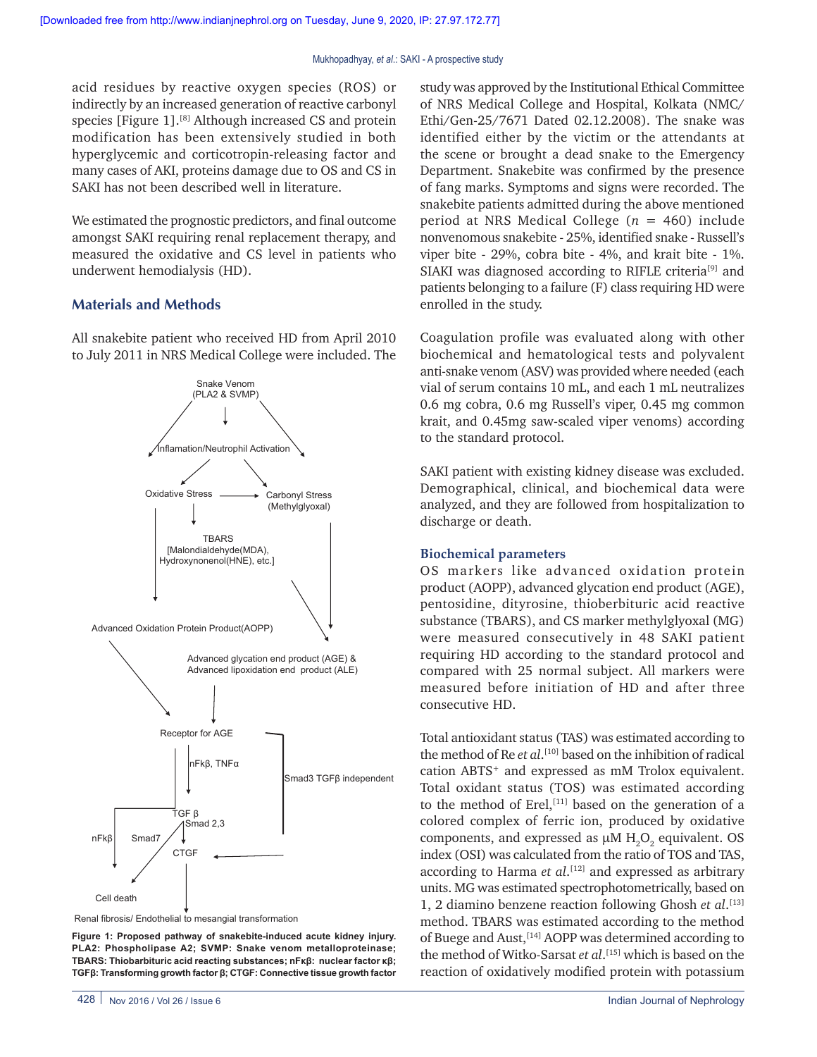acid residues by reactive oxygen species (ROS) or indirectly by an increased generation of reactive carbonyl species [Figure 1].[8] Although increased CS and protein modification has been extensively studied in both hyperglycemic and corticotropin-releasing factor and many cases of AKI, proteins damage due to OS and CS in SAKI has not been described well in literature.

We estimated the prognostic predictors, and final outcome amongst SAKI requiring renal replacement therapy, and measured the oxidative and CS level in patients who underwent hemodialysis (HD).

## Materials and Methods

All snakebite patient who received HD from April 2010 to July 2011 in NRS Medical College were included. The study was approved by the Institutional Ethical Committee of NRS Medical College and Hospital, Kolkata (NMC/Ethi/Gen-25/7671 Dated 02.12.2008). The snake was identified either by the victim or the attendants at the scene or brought a dead snake to the Emergency Department. Snakebite was confirmed by the presence of fang marks. Symptoms and signs were recorded. The snakebite patients admitted during the above mentioned period at NRS Medical College ($n$ = 460) include nonvenomous snakebite - 25%, identified snake - Russell's viper bite - 29%, cobra bite - 4%, and krait bite - 1%. SIAKI was diagnosed according to RIFLE criteria[9] and patients belonging to a failure (F) class requiring HD were enrolled in the study.

Figure 1: Proposed pathway of snakebite-induced acute kidney injury. PLA2: Phospholipase A2; SVMP: Snake venom metalloproteinase; TBARS: Thiobarbituric acid reacting substances; nFκβ: nuclear factor κβ; TGFβ: Transforming growth factor β; CTGF: Connective tissue growth factor

Coagulation profile was evaluated along with other biochemical and hematological tests and polyvalent anti-snake venom (ASV) was provided where needed (each vial of serum contains 10 mL, and each 1 mL neutralizes 0.6 mg cobra, 0.6 mg Russell's viper, 0.45 mg common krait, and 0.45mg saw-scaled viper venoms) according to the standard protocol.

SAKI patient with existing kidney disease was excluded. Demographical, clinical, and biochemical data were analyzed, and they are followed from hospitalization to discharge or death.

### Biochemical parameters

OS markers like advanced oxidation protein product (AOPP), advanced glycation end product (AGE), pentosidine, dityrosine, thioberbituric acid reactive substance (TBARS), and CS marker methylglyoxal (MG) were measured consecutively in 48 SAKI patient requiring HD according to the standard protocol and compared with 25 normal subject. All markers were measured before initiation of HD and after three consecutive HD.

Total antioxidant status (TAS) was estimated according to the method of Re *et al*.[10] based on the inhibition of radical cation ABTS$^+$ and expressed as mM Trolox equivalent. Total oxidant status (TOS) was estimated according to the method of Erel,[11] based on the generation of a colored complex of ferric ion, produced by oxidative components, and expressed as μM $H_2O_2$ equivalent. OS index (OSI) was calculated from the ratio of TOS and TAS, according to Harma *et al*.[12] and expressed as arbitrary units. MG was estimated spectrophotometrically, based on 1, 2 diamino benzene reaction following Ghosh *et al*.[13] method. TBARS was estimated according to the method of Buege and Aust,[14] AOPP was determined according to the method of Witko-Sarsat *et al*.[15] which is based on the reaction of oxidatively modified protein with potassium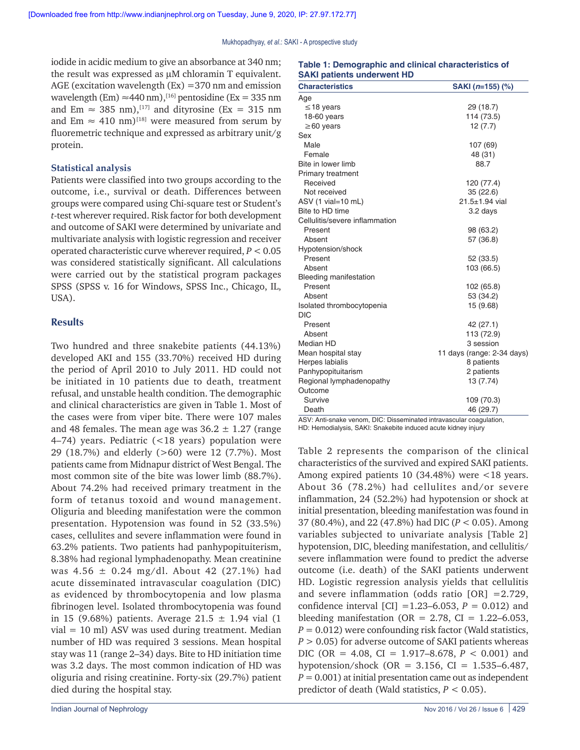iodide in acidic medium to give an absorbance at 340 nm; the result was expressed as μM chloramin T equivalent. AGE (excitation wavelength (Ex) =370 nm and emission wavelength (Em) ≈440 nm),[16] pentosidine (Ex = 335 nm and Em ≈ 385 nm),[17] and dityrosine (Ex = 315 nm and Em ≈ 410 nm)[18] were measured from serum by fluoremetric technique and expressed as arbitrary unit/g protein.

### Statistical analysis

Patients were classified into two groups according to the outcome, i.e., survival or death. Differences between groups were compared using Chi-square test or Student's *t*-test wherever required. Risk factor for both development and outcome of SAKI were determined by univariate and multivariate analysis with logistic regression and receiver operated characteristic curve wherever required, $P < 0.05$ was considered statistically significant. All calculations were carried out by the statistical program packages SPSS (SPSS v. 16 for Windows, SPSS Inc., Chicago, IL, USA).

## Results

Two hundred and three snakebite patients (44.13%) developed AKI and 155 (33.70%) received HD during the period of April 2010 to July 2011. HD could not be initiated in 10 patients due to death, treatment refusal, and unstable health condition. The demographic and clinical characteristics are given in Table 1. Most of the cases were from viper bite. There were 107 males and 48 females. The mean age was 36.2 ± 1.27 (range 4–74) years. Pediatric (<18 years) population were 29 (18.7%) and elderly (>60) were 12 (7.7%). Most patients came from Midnapur district of West Bengal. The most common site of the bite was lower limb (88.7%). About 74.2% had received primary treatment in the form of tetanus toxoid and wound management. Oliguria and bleeding manifestation were the common presentation. Hypotension was found in 52 (33.5%) cases, cellulites and severe inflammation were present in 63.2% patients. Two patients had panhypopituiterism, 8.38% had regional lymphadenopathy. Mean creatinine was 4.56 ± 0.24 mg/dl. About 42 (27.1%) had acute disseminated intravascular coagulation (DIC) as evidenced by thrombocytopenia and low plasma fibrinogen level. Isolated thrombocytopenia was found in 15 (9.68%) patients. Average 21.5 ± 1.94 vial (1 vial = 10 ml) ASV was used during treatment. Median number of HD was required 3 sessions. Mean hospital stay was 11 (range 2–34) days. Bite to HD initiation time was 3.2 days. The most common indication of HD was oliguria and rising creatinine. Forty-six (29.7%) patient died during the hospital stay.

**Table 1: Demographic and clinical characteristics of SAKI patients underwent HD**

| Characteristics | SAKI (*n*=155) (%) |
|---|---|
| Age | |
| ≤18 years | 29 (18.7) |
| 18-60 years | 114 (73.5) |
| ≥60 years | 12 (7.7) |
| Sex | |
| Male | 107 (69) |
| Female | 48 (31) |
| Bite in lower limb | 88.7 |
| Primary treatment | |
| Received | 120 (77.4) |
| Not received | 35 (22.6) |
| ASV (1 vial=10 mL) | 21.5±1.94 vial |
| Bite to HD time | 3.2 days |
| Cellulitis/severe inflammation | |
| Present | 98 (63.2) |
| Absent | 57 (36.8) |
| Hypotension/shock | |
| Present | 52 (33.5) |
| Absent | 103 (66.5) |
| Bleeding manifestation | |
| Present | 102 (65.8) |
| Absent | 53 (34.2) |
| Isolated thrombocytopenia | 15 (9.68) |
| DIC | |
| Present | 42 (27.1) |
| Absent | 113 (72.9) |
| Median HD | 3 session |
| Mean hospital stay | 11 days (range: 2-34 days) |
| Herpes labialis | 8 patients |
| Panhypopituitarism | 2 patients |
| Regional lymphadenopathy | 13 (7.74) |
| Outcome | |
| Survive | 109 (70.3) |
| Death | 46 (29.7) |

ASV: Anti-snake venom, DIC: Disseminated intravascular coagulation, HD: Hemodialysis, SAKI: Snakebite induced acute kidney injury

Table 2 represents the comparison of the clinical characteristics of the survived and expired SAKI patients. Among expired patients 10 (34.48%) were <18 years. About 36 (78.2%) had cellulites and/or severe inflammation, 24 (52.2%) had hypotension or shock at initial presentation, bleeding manifestation was found in 37 (80.4%), and 22 (47.8%) had DIC ($P < 0.05$). Among variables subjected to univariate analysis [Table 2] hypotension, DIC, bleeding manifestation, and cellulitis/severe inflammation were found to predict the adverse outcome (i.e. death) of the SAKI patients underwent HD. Logistic regression analysis yields that cellulitis and severe inflammation (odds ratio [OR] =2.729, confidence interval [CI] =1.23–6.053, $P = 0.012$) and bleeding manifestation (OR = 2.78, CI = 1.22–6.053, $P = 0.012$) were confounding risk factor (Wald statistics, $P > 0.05$) for adverse outcome of SAKI patients whereas DIC (OR = 4.08, CI = 1.917–8.678, $P < 0.001$) and hypotension/shock (OR = 3.156, CI = 1.535–6.487, $P = 0.001$) at initial presentation came out as independent predictor of death (Wald statistics, $P < 0.05$).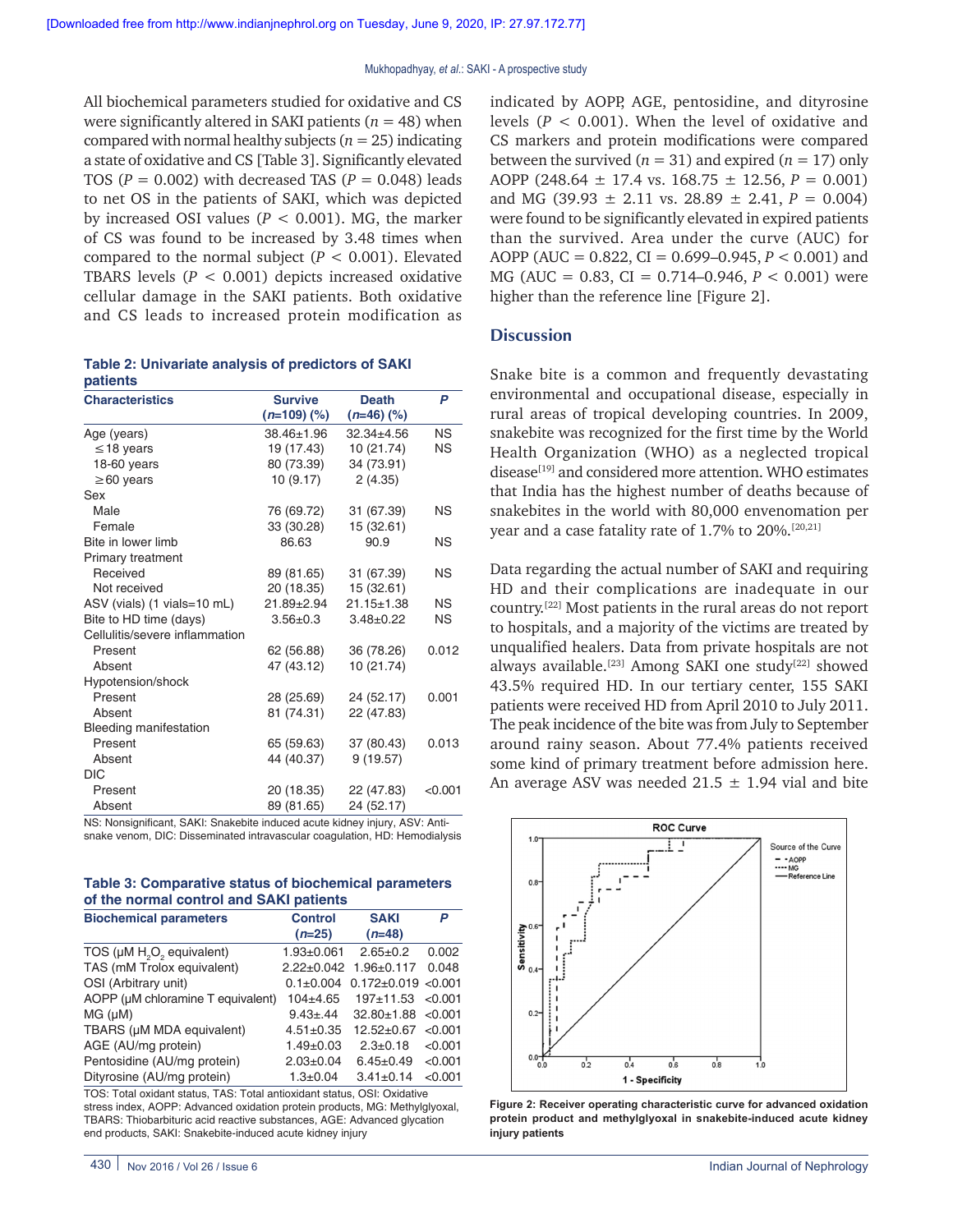All biochemical parameters studied for oxidative and CS were significantly altered in SAKI patients ($n = 48$) when compared with normal healthy subjects ($n = 25$) indicating a state of oxidative and CS [Table 3]. Significantly elevated TOS ($P = 0.002$) with decreased TAS ($P = 0.048$) leads to net OS in the patients of SAKI, which was depicted by increased OSI values ($P < 0.001$). MG, the marker of CS was found to be increased by 3.48 times when compared to the normal subject ($P < 0.001$). Elevated TBARS levels ($P < 0.001$) depicts increased oxidative cellular damage in the SAKI patients. Both oxidative and CS leads to increased protein modification as indicated by AOPP, AGE, pentosidine, and dityrosine levels ($P < 0.001$). When the level of oxidative and CS markers and protein modifications were compared between the survived ($n = 31$) and expired ($n = 17$) only AOPP (248.64 ± 17.4 vs. 168.75 ± 12.56, $P = 0.001$) and MG (39.93 ± 2.11 vs. 28.89 ± 2.41, $P = 0.004$) were found to be significantly elevated in expired patients than the survived. Area under the curve (AUC) for AOPP (AUC = 0.822, CI = 0.699–0.945, $P < 0.001$) and MG (AUC = 0.83, CI = 0.714–0.946, $P < 0.001$) were higher than the reference line [Figure 2].

**Table 2: Univariate analysis of predictors of SAKI patients**

| Characteristics | Survive ($n$=109) (%) | Death ($n$=46) (%) | P |
|---|---|---|---|
| Age (years) | 38.46±1.96 | 32.34±4.56 | NS |
| ≤18 years | 19 (17.43) | 10 (21.74) | NS |
| 18-60 years | 80 (73.39) | 34 (73.91) | |
| ≥60 years | 10 (9.17) | 2 (4.35) | |
| Sex | | | |
| Male | 76 (69.72) | 31 (67.39) | NS |
| Female | 33 (30.28) | 15 (32.61) | |
| Bite in lower limb | 86.63 | 90.9 | NS |
| Primary treatment | | | |
| Received | 89 (81.65) | 31 (67.39) | NS |
| Not received | 20 (18.35) | 15 (32.61) | |
| ASV (vials) (1 vials=10 mL) | 21.89±2.94 | 21.15±1.38 | NS |
| Bite to HD time (days) | 3.56±0.3 | 3.48±0.22 | NS |
| Cellulitis/severe inflammation | | | |
| Present | 62 (56.88) | 36 (78.26) | 0.012 |
| Absent | 47 (43.12) | 10 (21.74) | |
| Hypotension/shock | | | |
| Present | 28 (25.69) | 24 (52.17) | 0.001 |
| Absent | 81 (74.31) | 22 (47.83) | |
| Bleeding manifestation | | | |
| Present | 65 (59.63) | 37 (80.43) | 0.013 |
| Absent | 44 (40.37) | 9 (19.57) | |
| DIC | | | |
| Present | 20 (18.35) | 22 (47.83) | <0.001 |
| Absent | 89 (81.65) | 24 (52.17) | |

NS: Nonsignificant, SAKI: Snakebite induced acute kidney injury, ASV: Anti-snake venom, DIC: Disseminated intravascular coagulation, HD: Hemodialysis

**Table 3: Comparative status of biochemical parameters of the normal control and SAKI patients**

| Biochemical parameters | Control ($n$=25) | SAKI ($n$=48) | P |
|---|---|---|---|
| TOS (μM $H_2O_2$ equivalent) | 1.93±0.061 | 2.65±0.2 | 0.002 |
| TAS (mM Trolox equivalent) | 2.22±0.042 | 1.96±0.117 | 0.048 |
| OSI (Arbitrary unit) | 0.1±0.004 | 0.172±0.019 | <0.001 |
| AOPP (μM chloramine T equivalent) | 104±4.65 | 197±11.53 | <0.001 |
| MG (μM) | 9.43±.44 | 32.80±1.88 | <0.001 |
| TBARS (μM MDA equivalent) | 4.51±0.35 | 12.52±0.67 | <0.001 |
| AGE (AU/mg protein) | 1.49±0.03 | 2.3±0.18 | <0.001 |
| Pentosidine (AU/mg protein) | 2.03±0.04 | 6.45±0.49 | <0.001 |
| Dityrosine (AU/mg protein) | 1.3±0.04 | 3.41±0.14 | <0.001 |

TOS: Total oxidant status, TAS: Total antioxidant status, OSI: Oxidative stress index, AOPP: Advanced oxidation protein products, MG: Methylglyoxal, TBARS: Thiobarbituric acid reactive substances, AGE: Advanced glycation end products, SAKI: Snakebite-induced acute kidney injury

## Discussion

Snake bite is a common and frequently devastating environmental and occupational disease, especially in rural areas of tropical developing countries. In 2009, snakebite was recognized for the first time by the World Health Organization (WHO) as a neglected tropical disease[19] and considered more attention. WHO estimates that India has the highest number of deaths because of snakebites in the world with 80,000 envenomation per year and a case fatality rate of 1.7% to 20%.[20,21]

Data regarding the actual number of SAKI and requiring HD and their complications are inadequate in our country.[22] Most patients in the rural areas do not report to hospitals, and a majority of the victims are treated by unqualified healers. Data from private hospitals are not always available.[23] Among SAKI one study[22] showed 43.5% required HD. In our tertiary center, 155 SAKI patients were received HD from April 2010 to July 2011. The peak incidence of the bite was from July to September around rainy season. About 77.4% patients received some kind of primary treatment before admission here. An average ASV was needed 21.5 ± 1.94 vial and bite

Figure 2: Receiver operating characteristic curve for advanced oxidation protein product and methylglyoxal in snakebite-induced acute kidney injury patients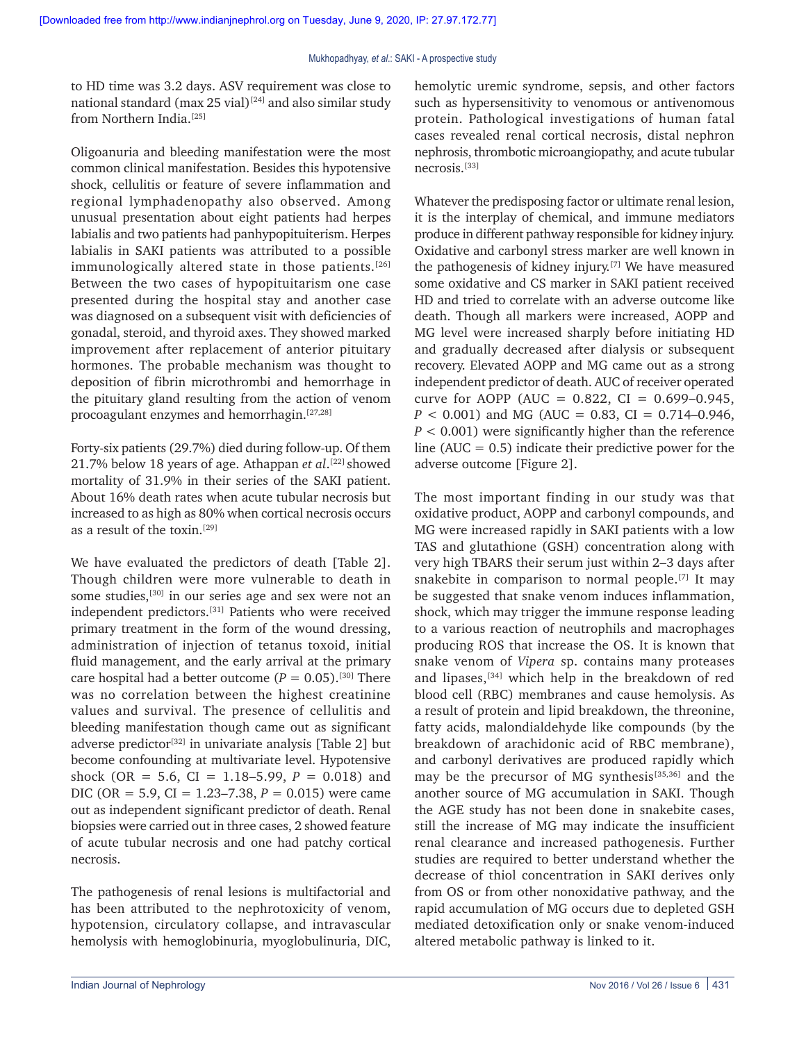to HD time was 3.2 days. ASV requirement was close to national standard (max 25 vial)[24] and also similar study from Northern India.[25]

Oligoanuria and bleeding manifestation were the most common clinical manifestation. Besides this hypotensive shock, cellulitis or feature of severe inflammation and regional lymphadenopathy also observed. Among unusual presentation about eight patients had herpes labialis and two patients had panhypopituiterism. Herpes labialis in SAKI patients was attributed to a possible immunologically altered state in those patients.[26] Between the two cases of hypopituitarism one case presented during the hospital stay and another case was diagnosed on a subsequent visit with deficiencies of gonadal, steroid, and thyroid axes. They showed marked improvement after replacement of anterior pituitary hormones. The probable mechanism was thought to deposition of fibrin microthrombi and hemorrhage in the pituitary gland resulting from the action of venom procoagulant enzymes and hemorrhagin.[27,28]

Forty-six patients (29.7%) died during follow-up. Of them 21.7% below 18 years of age. Athappan *et al*.[22] showed mortality of 31.9% in their series of the SAKI patient. About 16% death rates when acute tubular necrosis but increased to as high as 80% when cortical necrosis occurs as a result of the toxin.[29]

We have evaluated the predictors of death [Table 2]. Though children were more vulnerable to death in some studies,[30] in our series age and sex were not an independent predictors.[31] Patients who were received primary treatment in the form of the wound dressing, administration of injection of tetanus toxoid, initial fluid management, and the early arrival at the primary care hospital had a better outcome ($P = 0.05$).[30] There was no correlation between the highest creatinine values and survival. The presence of cellulitis and bleeding manifestation though came out as significant adverse predictor[32] in univariate analysis [Table 2] but become confounding at multivariate level. Hypotensive shock (OR = 5.6, CI = 1.18–5.99, $P = 0.018$) and DIC (OR = 5.9, CI = 1.23–7.38, $P = 0.015$) were came out as independent significant predictor of death. Renal biopsies were carried out in three cases, 2 showed feature of acute tubular necrosis and one had patchy cortical necrosis.

The pathogenesis of renal lesions is multifactorial and has been attributed to the nephrotoxicity of venom, hypotension, circulatory collapse, and intravascular hemolysis with hemoglobinuria, myoglobulinuria, DIC, hemolytic uremic syndrome, sepsis, and other factors such as hypersensitivity to venomous or antivenomous protein. Pathological investigations of human fatal cases revealed renal cortical necrosis, distal nephron nephrosis, thrombotic microangiopathy, and acute tubular necrosis.[33]

Whatever the predisposing factor or ultimate renal lesion, it is the interplay of chemical, and immune mediators produce in different pathway responsible for kidney injury. Oxidative and carbonyl stress marker are well known in the pathogenesis of kidney injury.[7] We have measured some oxidative and CS marker in SAKI patient received HD and tried to correlate with an adverse outcome like death. Though all markers were increased, AOPP and MG level were increased sharply before initiating HD and gradually decreased after dialysis or subsequent recovery. Elevated AOPP and MG came out as a strong independent predictor of death. AUC of receiver operated curve for AOPP (AUC = 0.822, CI = 0.699–0.945, $P < 0.001$) and MG (AUC = 0.83, CI = 0.714–0.946, $P < 0.001$) were significantly higher than the reference line (AUC = 0.5) indicate their predictive power for the adverse outcome [Figure 2].

The most important finding in our study was that oxidative product, AOPP and carbonyl compounds, and MG were increased rapidly in SAKI patients with a low TAS and glutathione (GSH) concentration along with very high TBARS their serum just within 2–3 days after snakebite in comparison to normal people.[7] It may be suggested that snake venom induces inflammation, shock, which may trigger the immune response leading to a various reaction of neutrophils and macrophages producing ROS that increase the OS. It is known that snake venom of *Vipera* sp. contains many proteases and lipases,[34] which help in the breakdown of red blood cell (RBC) membranes and cause hemolysis. As a result of protein and lipid breakdown, the threonine, fatty acids, malondialdehyde like compounds (by the breakdown of arachidonic acid of RBC membrane), and carbonyl derivatives are produced rapidly which may be the precursor of MG synthesis[35,36] and the another source of MG accumulation in SAKI. Though the AGE study has not been done in snakebite cases, still the increase of MG may indicate the insufficient renal clearance and increased pathogenesis. Further studies are required to better understand whether the decrease of thiol concentration in SAKI derives only from OS or from other nonoxidative pathway, and the rapid accumulation of MG occurs due to depleted GSH mediated detoxification only or snake venom-induced altered metabolic pathway is linked to it.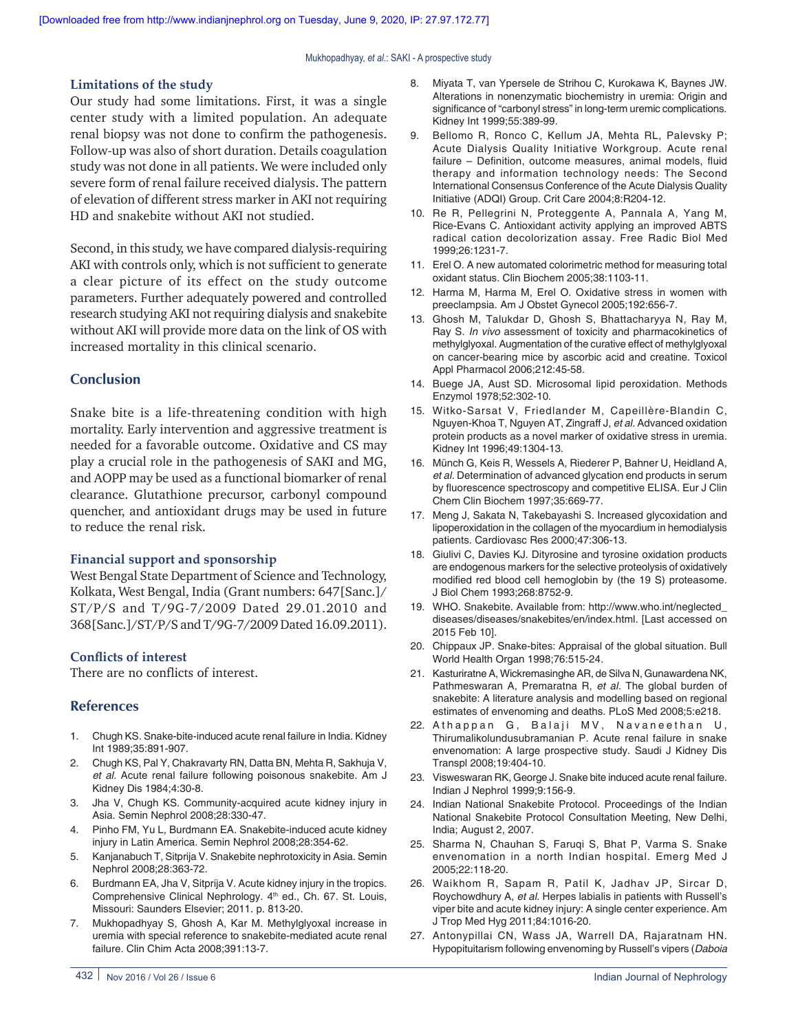### Limitations of the study

Our study had some limitations. First, it was a single center study with a limited population. An adequate renal biopsy was not done to confirm the pathogenesis. Follow-up was also of short duration. Details coagulation study was not done in all patients. We were included only severe form of renal failure received dialysis. The pattern of elevation of different stress marker in AKI not requiring HD and snakebite without AKI not studied.

Second, in this study, we have compared dialysis-requiring AKI with controls only, which is not sufficient to generate a clear picture of its effect on the study outcome parameters. Further adequately powered and controlled research studying AKI not requiring dialysis and snakebite without AKI will provide more data on the link of OS with increased mortality in this clinical scenario.

## Conclusion

Snake bite is a life-threatening condition with high mortality. Early intervention and aggressive treatment is needed for a favorable outcome. Oxidative and CS may play a crucial role in the pathogenesis of SAKI and MG, and AOPP may be used as a functional biomarker of renal clearance. Glutathione precursor, carbonyl compound quencher, and antioxidant drugs may be used in future to reduce the renal risk.

### Financial support and sponsorship

West Bengal State Department of Science and Technology, Kolkata, West Bengal, India (Grant numbers: 647[Sanc.]/ST/P/S and T/9G-7/2009 Dated 29.01.2010 and 368[Sanc.]/ST/P/S and T/9G-7/2009 Dated 16.09.2011).

### Conflicts of interest

There are no conflicts of interest.

## References

1. Chugh KS. Snake-bite-induced acute renal failure in India. Kidney Int 1989;35:891-907.
2. Chugh KS, Pal Y, Chakravarty RN, Datta BN, Mehta R, Sakhuja V, *et al.* Acute renal failure following poisonous snakebite. Am J Kidney Dis 1984;4:30-8.
3. Jha V, Chugh KS. Community-acquired acute kidney injury in Asia. Semin Nephrol 2008;28:330-47.
4. Pinho FM, Yu L, Burdmann EA. Snakebite-induced acute kidney injury in Latin America. Semin Nephrol 2008;28:354-62.
5. Kanjanabuch T, Sitprija V. Snakebite nephrotoxicity in Asia. Semin Nephrol 2008;28:363-72.
6. Burdmann EA, Jha V, Sitprija V. Acute kidney injury in the tropics. Comprehensive Clinical Nephrology. 4th ed., Ch. 67. St. Louis, Missouri: Saunders Elsevier; 2011. p. 813-20.
7. Mukhopadhyay S, Ghosh A, Kar M. Methylglyoxal increase in uremia with special reference to snakebite-mediated acute renal failure. Clin Chim Acta 2008;391:13-7.
8. Miyata T, van Ypersele de Strihou C, Kurokawa K, Baynes JW. Alterations in nonenzymatic biochemistry in uremia: Origin and significance of "carbonyl stress" in long-term uremic complications. Kidney Int 1999;55:389-99.
9. Bellomo R, Ronco C, Kellum JA, Mehta RL, Palevsky P; Acute Dialysis Quality Initiative Workgroup. Acute renal failure – Definition, outcome measures, animal models, fluid therapy and information technology needs: The Second International Consensus Conference of the Acute Dialysis Quality Initiative (ADQI) Group. Crit Care 2004;8:R204-12.
10. Re R, Pellegrini N, Proteggente A, Pannala A, Yang M, Rice-Evans C. Antioxidant activity applying an improved ABTS radical cation decolorization assay. Free Radic Biol Med 1999;26:1231-7.
11. Erel O. A new automated colorimetric method for measuring total oxidant status. Clin Biochem 2005;38:1103-11.
12. Harma M, Harma M, Erel O. Oxidative stress in women with preeclampsia. Am J Obstet Gynecol 2005;192:656-7.
13. Ghosh M, Talukdar D, Ghosh S, Bhattacharyya N, Ray M, Ray S. *In vivo* assessment of toxicity and pharmacokinetics of methylglyoxal. Augmentation of the curative effect of methylglyoxal on cancer-bearing mice by ascorbic acid and creatine. Toxicol Appl Pharmacol 2006;212:45-58.
14. Buege JA, Aust SD. Microsomal lipid peroxidation. Methods Enzymol 1978;52:302-10.
15. Witko-Sarsat V, Friedlander M, Capeillère-Blandin C, Nguyen-Khoa T, Nguyen AT, Zingraff J, *et al.* Advanced oxidation protein products as a novel marker of oxidative stress in uremia. Kidney Int 1996;49:1304-13.
16. Münch G, Keis R, Wessels A, Riederer P, Bahner U, Heidland A, *et al.* Determination of advanced glycation end products in serum by fluorescence spectroscopy and competitive ELISA. Eur J Clin Chem Clin Biochem 1997;35:669-77.
17. Meng J, Sakata N, Takebayashi S. Increased glycoxidation and lipoperoxidation in the collagen of the myocardium in hemodialysis patients. Cardiovasc Res 2000;47:306-13.
18. Giulivi C, Davies KJ. Dityrosine and tyrosine oxidation products are endogenous markers for the selective proteolysis of oxidatively modified red blood cell hemoglobin by (the 19 S) proteasome. J Biol Chem 1993;268:8752-9.
19. WHO. Snakebite. Available from: http://www.who.int/neglected_diseases/diseases/snakebites/en/index.html. [Last accessed on 2015 Feb 10].
20. Chippaux JP. Snake-bites: Appraisal of the global situation. Bull World Health Organ 1998;76:515-24.
21. Kasturiratne A, Wickremasinghe AR, de Silva N, Gunawardena NK, Pathmeswaran A, Premaratna R, *et al.* The global burden of snakebite: A literature analysis and modelling based on regional estimates of envenoming and deaths. PLoS Med 2008;5:e218.
22. Athappan G, Balaji MV, Navaneethan U, Thirumalikolundusubramanian P. Acute renal failure in snake envenomation: A large prospective study. Saudi J Kidney Dis Transpl 2008;19:404-10.
23. Visweswaran RK, George J. Snake bite induced acute renal failure. Indian J Nephrol 1999;9:156-9.
24. Indian National Snakebite Protocol. Proceedings of the Indian National Snakebite Protocol Consultation Meeting, New Delhi, India; August 2, 2007.
25. Sharma N, Chauhan S, Faruqi S, Bhat P, Varma S. Snake envenomation in a north Indian hospital. Emerg Med J 2005;22:118-20.
26. Waikhom R, Sapam R, Patil K, Jadhav JP, Sircar D, Roychowdhury A, *et al.* Herpes labialis in patients with Russell's viper bite and acute kidney injury: A single center experience. Am J Trop Med Hyg 2011;84:1016-20.
27. Antonypillai CN, Wass JA, Warrell DA, Rajaratnam HN. Hypopituitarism following envenoming by Russell's vipers (*Daboia*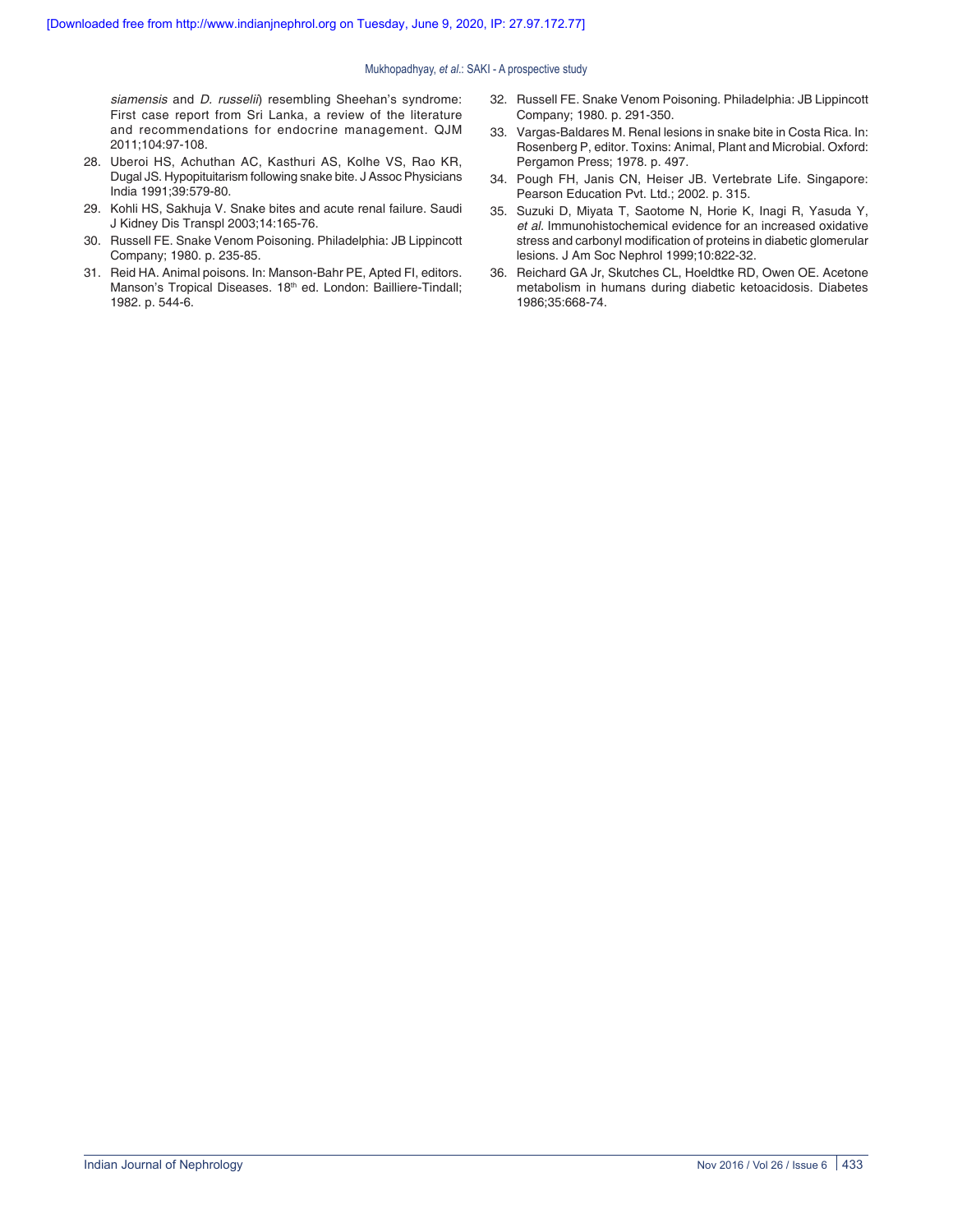*siamensis* and *D. russelii*) resembling Sheehan's syndrome: First case report from Sri Lanka, a review of the literature and recommendations for endocrine management. QJM 2011;104:97-108.

28. Uberoi HS, Achuthan AC, Kasthuri AS, Kolhe VS, Rao KR, Dugal JS. Hypopituitarism following snake bite. J Assoc Physicians India 1991;39:579-80.
29. Kohli HS, Sakhuja V. Snake bites and acute renal failure. Saudi J Kidney Dis Transpl 2003;14:165-76.
30. Russell FE. Snake Venom Poisoning. Philadelphia: JB Lippincott Company; 1980. p. 235-85.
31. Reid HA. Animal poisons. In: Manson-Bahr PE, Apted FI, editors. Manson's Tropical Diseases. 18th ed. London: Bailliere-Tindall; 1982. p. 544-6.
32. Russell FE. Snake Venom Poisoning. Philadelphia: JB Lippincott Company; 1980. p. 291-350.
33. Vargas-Baldares M. Renal lesions in snake bite in Costa Rica. In: Rosenberg P, editor. Toxins: Animal, Plant and Microbial. Oxford: Pergamon Press; 1978. p. 497.
34. Pough FH, Janis CN, Heiser JB. Vertebrate Life. Singapore: Pearson Education Pvt. Ltd.; 2002. p. 315.
35. Suzuki D, Miyata T, Saotome N, Horie K, Inagi R, Yasuda Y, *et al*. Immunohistochemical evidence for an increased oxidative stress and carbonyl modification of proteins in diabetic glomerular lesions. J Am Soc Nephrol 1999;10:822-32.
36. Reichard GA Jr, Skutches CL, Hoeldtke RD, Owen OE. Acetone metabolism in humans during diabetic ketoacidosis. Diabetes 1986;35:668-74.